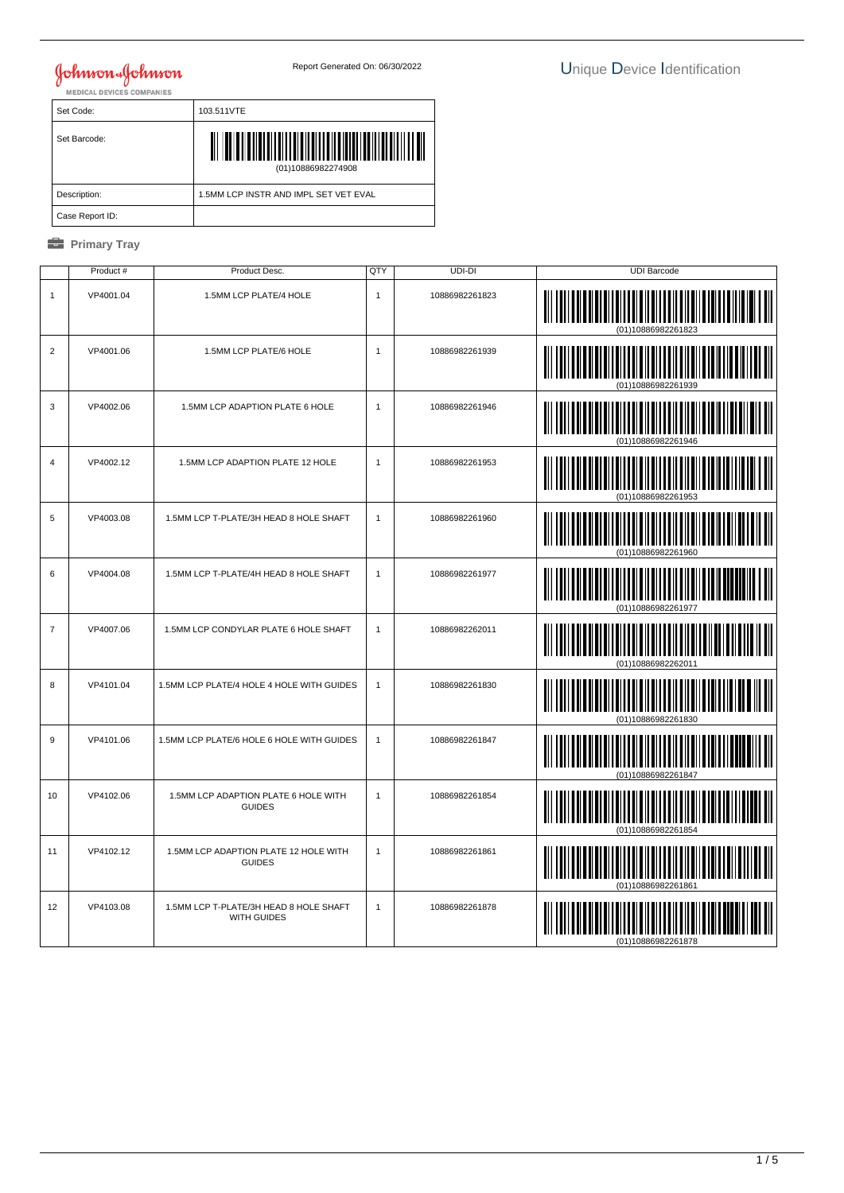Johnson & Johnson
MEDICAL DEVICES COMPANIES

Report Generated On: 06/30/2022

# Unique Device Identification

| Set Code: | 103.511VTE |
|---|---|
| Set Barcode: | (01)10886982274908 |
| Description: | 1.5MM LCP INSTR AND IMPL SET VET EVAL |
| Case Report ID: | |

## Primary Tray

| | Product # | Product Desc. | QTY | UDI-DI | UDI Barcode |
|---|---|---|---|---|---|
| 1 | VP4001.04 | 1.5MM LCP PLATE/4 HOLE | 1 | 10886982261823 | (01)10886982261823 |
| 2 | VP4001.06 | 1.5MM LCP PLATE/6 HOLE | 1 | 10886982261939 | (01)10886982261939 |
| 3 | VP4002.06 | 1.5MM LCP ADAPTION PLATE 6 HOLE | 1 | 10886982261946 | (01)10886982261946 |
| 4 | VP4002.12 | 1.5MM LCP ADAPTION PLATE 12 HOLE | 1 | 10886982261953 | (01)10886982261953 |
| 5 | VP4003.08 | 1.5MM LCP T-PLATE/3H HEAD 8 HOLE SHAFT | 1 | 10886982261960 | (01)10886982261960 |
| 6 | VP4004.08 | 1.5MM LCP T-PLATE/4H HEAD 8 HOLE SHAFT | 1 | 10886982261977 | (01)10886982261977 |
| 7 | VP4007.06 | 1.5MM LCP CONDYLAR PLATE 6 HOLE SHAFT | 1 | 10886982262011 | (01)10886982262011 |
| 8 | VP4101.04 | 1.5MM LCP PLATE/4 HOLE 4 HOLE WITH GUIDES | 1 | 10886982261830 | (01)10886982261830 |
| 9 | VP4101.06 | 1.5MM LCP PLATE/6 HOLE 6 HOLE WITH GUIDES | 1 | 10886982261847 | (01)10886982261847 |
| 10 | VP4102.06 | 1.5MM LCP ADAPTION PLATE 6 HOLE WITH GUIDES | 1 | 10886982261854 | (01)10886982261854 |
| 11 | VP4102.12 | 1.5MM LCP ADAPTION PLATE 12 HOLE WITH GUIDES | 1 | 10886982261861 | (01)10886982261861 |
| 12 | VP4103.08 | 1.5MM LCP T-PLATE/3H HEAD 8 HOLE SHAFT WITH GUIDES | 1 | 10886982261878 | (01)10886982261878 |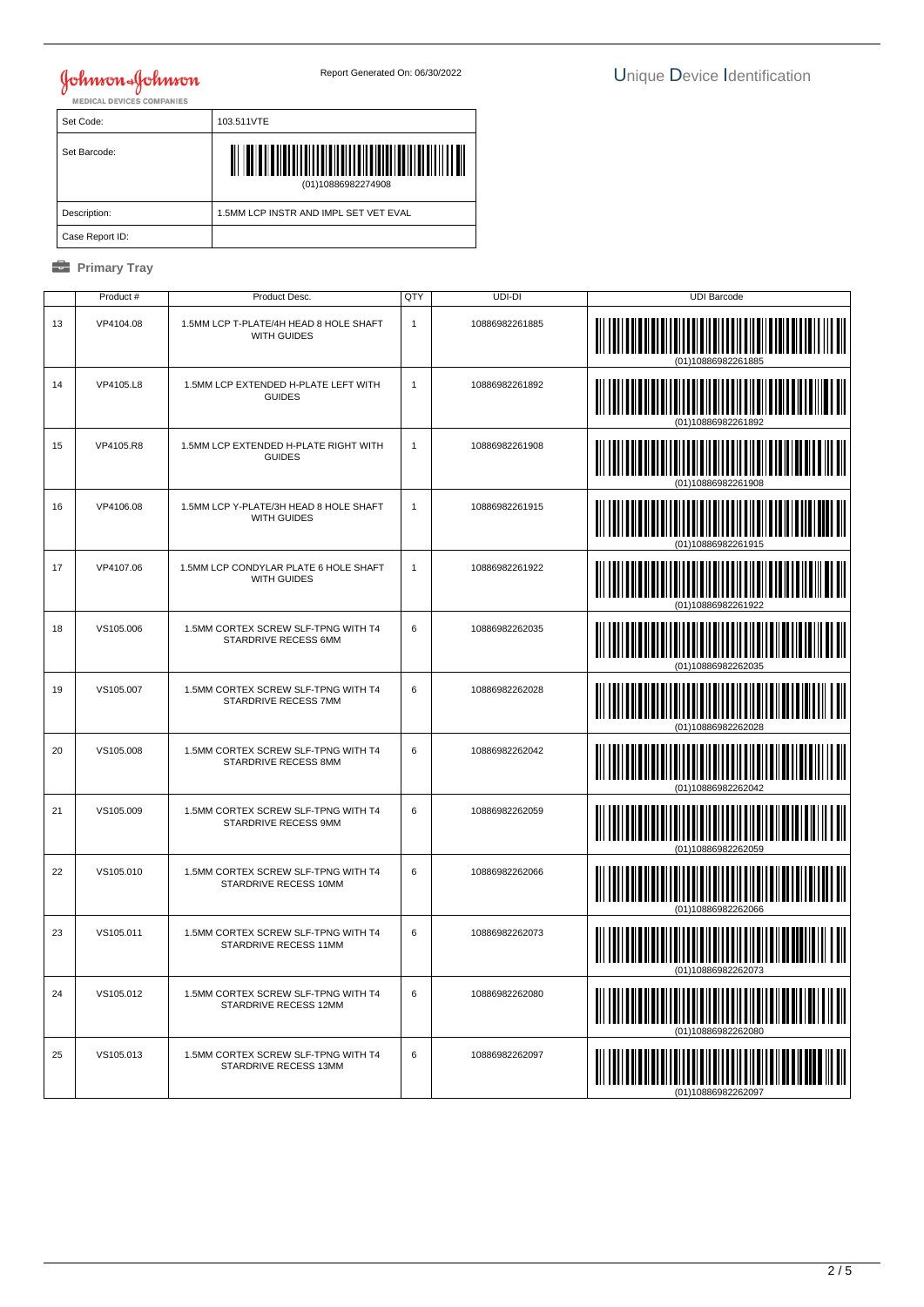Johnson & Johnson
MEDICAL DEVICES COMPANIES

Report Generated On: 06/30/2022

# Unique Device Identification

| Set Code: | 103.511VTE |
|---|---|
| Set Barcode: | (01)10886982274908 |
| Description: | 1.5MM LCP INSTR AND IMPL SET VET EVAL |
| Case Report ID: | |

## Primary Tray

| | Product # | Product Desc. | QTY | UDI-DI | UDI Barcode |
|---|---|---|---|---|---|
| 13 | VP4104.08 | 1.5MM LCP T-PLATE/4H HEAD 8 HOLE SHAFT WITH GUIDES | 1 | 10886982261885 | (01)10886982261885 |
| 14 | VP4105.L8 | 1.5MM LCP EXTENDED H-PLATE LEFT WITH GUIDES | 1 | 10886982261892 | (01)10886982261892 |
| 15 | VP4105.R8 | 1.5MM LCP EXTENDED H-PLATE RIGHT WITH GUIDES | 1 | 10886982261908 | (01)10886982261908 |
| 16 | VP4106.08 | 1.5MM LCP Y-PLATE/3H HEAD 8 HOLE SHAFT WITH GUIDES | 1 | 10886982261915 | (01)10886982261915 |
| 17 | VP4107.06 | 1.5MM LCP CONDYLAR PLATE 6 HOLE SHAFT WITH GUIDES | 1 | 10886982261922 | (01)10886982261922 |
| 18 | VS105.006 | 1.5MM CORTEX SCREW SLF-TPNG WITH T4 STARDRIVE RECESS 6MM | 6 | 10886982262035 | (01)10886982262035 |
| 19 | VS105.007 | 1.5MM CORTEX SCREW SLF-TPNG WITH T4 STARDRIVE RECESS 7MM | 6 | 10886982262028 | (01)10886982262028 |
| 20 | VS105.008 | 1.5MM CORTEX SCREW SLF-TPNG WITH T4 STARDRIVE RECESS 8MM | 6 | 10886982262042 | (01)10886982262042 |
| 21 | VS105.009 | 1.5MM CORTEX SCREW SLF-TPNG WITH T4 STARDRIVE RECESS 9MM | 6 | 10886982262059 | (01)10886982262059 |
| 22 | VS105.010 | 1.5MM CORTEX SCREW SLF-TPNG WITH T4 STARDRIVE RECESS 10MM | 6 | 10886982262066 | (01)10886982262066 |
| 23 | VS105.011 | 1.5MM CORTEX SCREW SLF-TPNG WITH T4 STARDRIVE RECESS 11MM | 6 | 10886982262073 | (01)10886982262073 |
| 24 | VS105.012 | 1.5MM CORTEX SCREW SLF-TPNG WITH T4 STARDRIVE RECESS 12MM | 6 | 10886982262080 | (01)10886982262080 |
| 25 | VS105.013 | 1.5MM CORTEX SCREW SLF-TPNG WITH T4 STARDRIVE RECESS 13MM | 6 | 10886982262097 | (01)10886982262097 |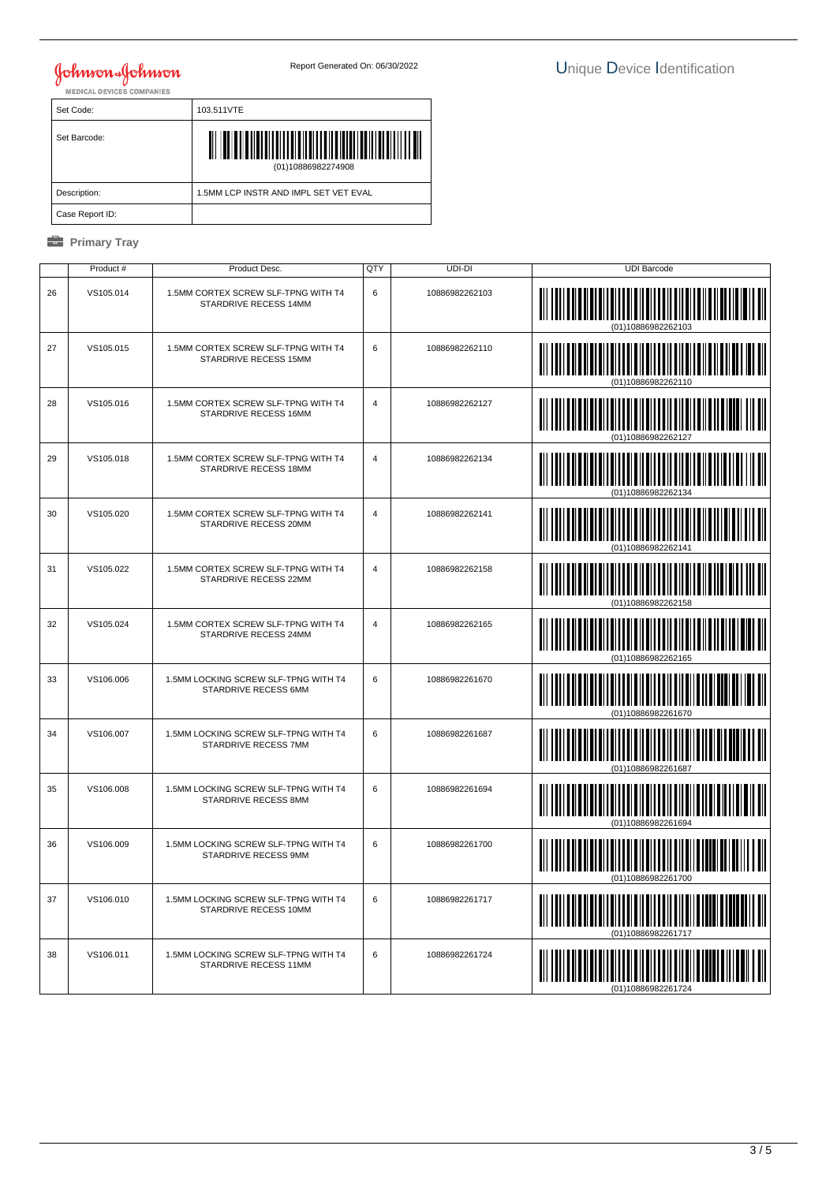Johnson & Johnson MEDICAL DEVICES COMPANIES

Report Generated On: 06/30/2022

Unique Device Identification

| Set Code: | 103.511VTE |
|---|---|
| Set Barcode: | (01)10886982274908 |
| Description: | 1.5MM LCP INSTR AND IMPL SET VET EVAL |
| Case Report ID: | |

**Primary Tray**

| | Product # | Product Desc. | QTY | UDI-DI | UDI Barcode |
|---|---|---|---|---|---|
| 26 | VS105.014 | 1.5MM CORTEX SCREW SLF-TPNG WITH T4 STARDRIVE RECESS 14MM | 6 | 10886982262103 | (01)10886982262103 |
| 27 | VS105.015 | 1.5MM CORTEX SCREW SLF-TPNG WITH T4 STARDRIVE RECESS 15MM | 6 | 10886982262110 | (01)10886982262110 |
| 28 | VS105.016 | 1.5MM CORTEX SCREW SLF-TPNG WITH T4 STARDRIVE RECESS 16MM | 4 | 10886982262127 | (01)10886982262127 |
| 29 | VS105.018 | 1.5MM CORTEX SCREW SLF-TPNG WITH T4 STARDRIVE RECESS 18MM | 4 | 10886982262134 | (01)10886982262134 |
| 30 | VS105.020 | 1.5MM CORTEX SCREW SLF-TPNG WITH T4 STARDRIVE RECESS 20MM | 4 | 10886982262141 | (01)10886982262141 |
| 31 | VS105.022 | 1.5MM CORTEX SCREW SLF-TPNG WITH T4 STARDRIVE RECESS 22MM | 4 | 10886982262158 | (01)10886982262158 |
| 32 | VS105.024 | 1.5MM CORTEX SCREW SLF-TPNG WITH T4 STARDRIVE RECESS 24MM | 4 | 10886982262165 | (01)10886982262165 |
| 33 | VS106.006 | 1.5MM LOCKING SCREW SLF-TPNG WITH T4 STARDRIVE RECESS 6MM | 6 | 10886982261670 | (01)10886982261670 |
| 34 | VS106.007 | 1.5MM LOCKING SCREW SLF-TPNG WITH T4 STARDRIVE RECESS 7MM | 6 | 10886982261687 | (01)10886982261687 |
| 35 | VS106.008 | 1.5MM LOCKING SCREW SLF-TPNG WITH T4 STARDRIVE RECESS 8MM | 6 | 10886982261694 | (01)10886982261694 |
| 36 | VS106.009 | 1.5MM LOCKING SCREW SLF-TPNG WITH T4 STARDRIVE RECESS 9MM | 6 | 10886982261700 | (01)10886982261700 |
| 37 | VS106.010 | 1.5MM LOCKING SCREW SLF-TPNG WITH T4 STARDRIVE RECESS 10MM | 6 | 10886982261717 | (01)10886982261717 |
| 38 | VS106.011 | 1.5MM LOCKING SCREW SLF-TPNG WITH T4 STARDRIVE RECESS 11MM | 6 | 10886982261724 | (01)10886982261724 |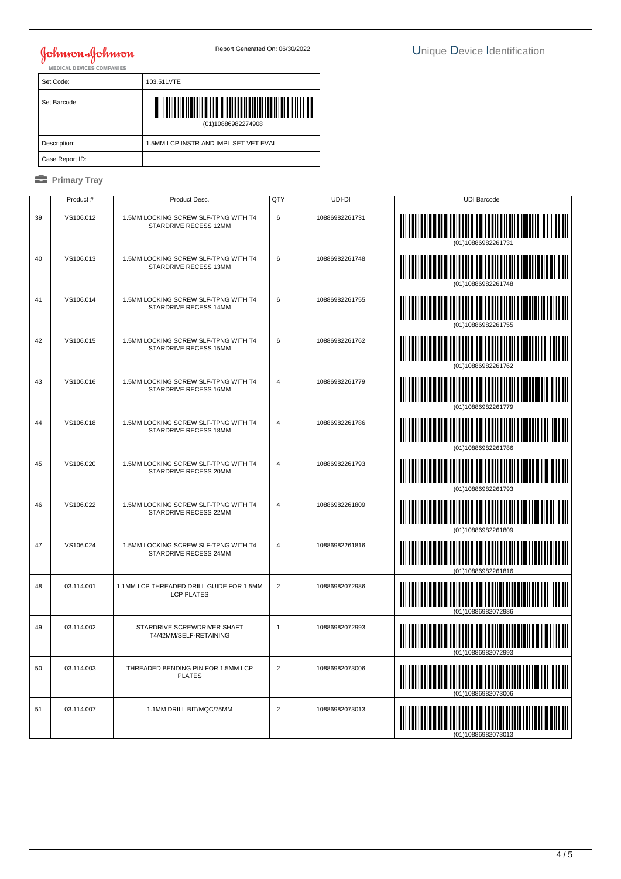Johnson & Johnson
MEDICAL DEVICES COMPANIES

Report Generated On: 06/30/2022

Unique Device Identification

| Set Code: | 103.511VTE |
|---|---|
| Set Barcode: | (01)10886982274908 |
| Description: | 1.5MM LCP INSTR AND IMPL SET VET EVAL |
| Case Report ID: | |

**Primary Tray**

| | Product # | Product Desc. | QTY | UDI-DI | UDI Barcode |
|---|---|---|---|---|---|
| 39 | VS106.012 | 1.5MM LOCKING SCREW SLF-TPNG WITH T4 STARDRIVE RECESS 12MM | 6 | 10886982261731 | (01)10886982261731 |
| 40 | VS106.013 | 1.5MM LOCKING SCREW SLF-TPNG WITH T4 STARDRIVE RECESS 13MM | 6 | 10886982261748 | (01)10886982261748 |
| 41 | VS106.014 | 1.5MM LOCKING SCREW SLF-TPNG WITH T4 STARDRIVE RECESS 14MM | 6 | 10886982261755 | (01)10886982261755 |
| 42 | VS106.015 | 1.5MM LOCKING SCREW SLF-TPNG WITH T4 STARDRIVE RECESS 15MM | 6 | 10886982261762 | (01)10886982261762 |
| 43 | VS106.016 | 1.5MM LOCKING SCREW SLF-TPNG WITH T4 STARDRIVE RECESS 16MM | 4 | 10886982261779 | (01)10886982261779 |
| 44 | VS106.018 | 1.5MM LOCKING SCREW SLF-TPNG WITH T4 STARDRIVE RECESS 18MM | 4 | 10886982261786 | (01)10886982261786 |
| 45 | VS106.020 | 1.5MM LOCKING SCREW SLF-TPNG WITH T4 STARDRIVE RECESS 20MM | 4 | 10886982261793 | (01)10886982261793 |
| 46 | VS106.022 | 1.5MM LOCKING SCREW SLF-TPNG WITH T4 STARDRIVE RECESS 22MM | 4 | 10886982261809 | (01)10886982261809 |
| 47 | VS106.024 | 1.5MM LOCKING SCREW SLF-TPNG WITH T4 STARDRIVE RECESS 24MM | 4 | 10886982261816 | (01)10886982261816 |
| 48 | 03.114.001 | 1.1MM LCP THREADED DRILL GUIDE FOR 1.5MM LCP PLATES | 2 | 10886982072986 | (01)10886982072986 |
| 49 | 03.114.002 | STARDRIVE SCREWDRIVER SHAFT T4/42MM/SELF-RETAINING | 1 | 10886982072993 | (01)10886982072993 |
| 50 | 03.114.003 | THREADED BENDING PIN FOR 1.5MM LCP PLATES | 2 | 10886982073006 | (01)10886982073006 |
| 51 | 03.114.007 | 1.1MM DRILL BIT/MQC/75MM | 2 | 10886982073013 | (01)10886982073013 |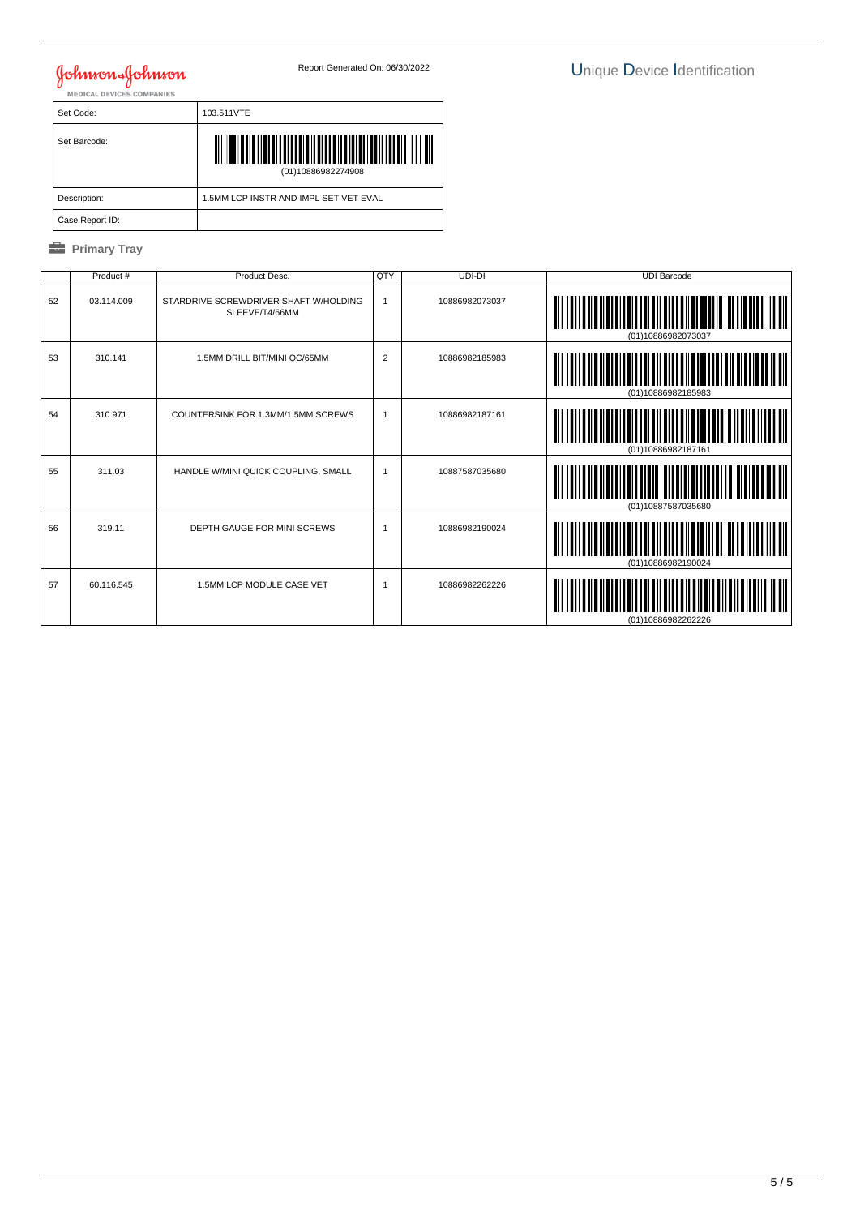Johnson & Johnson
MEDICAL DEVICES COMPANIES

Report Generated On: 06/30/2022

Unique Device Identification

| | |
|---|---|
| Set Code: | 103.511VTE |
| Set Barcode: | (01)10886982274908 |
| Description: | 1.5MM LCP INSTR AND IMPL SET VET EVAL |
| Case Report ID: | |

**Primary Tray**

| | Product # | Product Desc. | QTY | UDI-DI | UDI Barcode |
|---|---|---|---|---|---|
| 52 | 03.114.009 | STARDRIVE SCREWDRIVER SHAFT W/HOLDING SLEEVE/T4/66MM | 1 | 10886982073037 | (01)10886982073037 |
| 53 | 310.141 | 1.5MM DRILL BIT/MINI QC/65MM | 2 | 10886982185983 | (01)10886982185983 |
| 54 | 310.971 | COUNTERSINK FOR 1.3MM/1.5MM SCREWS | 1 | 10886982187161 | (01)10886982187161 |
| 55 | 311.03 | HANDLE W/MINI QUICK COUPLING, SMALL | 1 | 10887587035680 | (01)10887587035680 |
| 56 | 319.11 | DEPTH GAUGE FOR MINI SCREWS | 1 | 10886982190024 | (01)10886982190024 |
| 57 | 60.116.545 | 1.5MM LCP MODULE CASE VET | 1 | 10886982262226 | (01)10886982262226 |